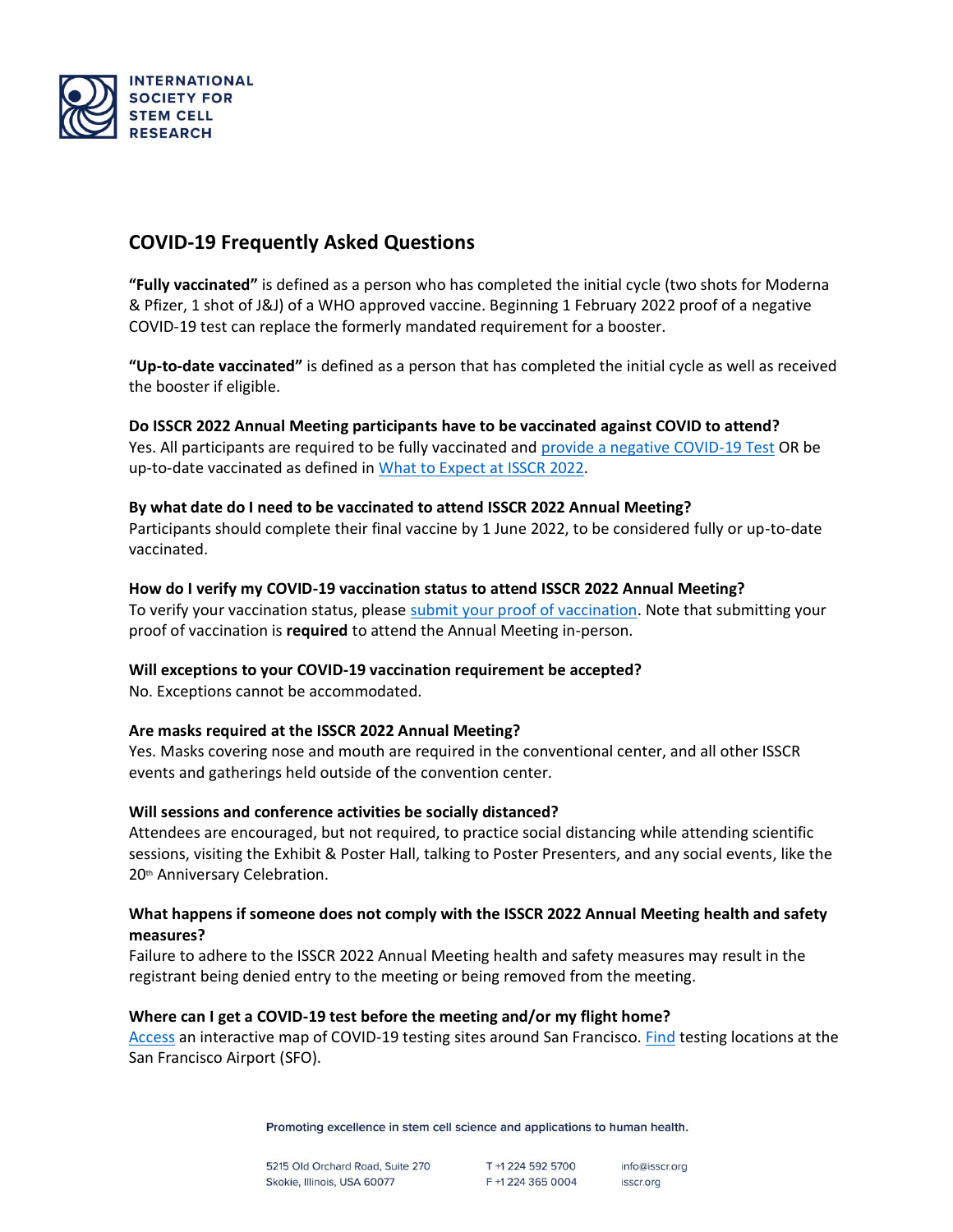## COVID-19 Frequently Asked Questions

**"Fully vaccinated"** is defined as a person who has completed the initial cycle (two shots for Moderna & Pfizer, 1 shot of J&J) of a WHO approved vaccine. Beginning 1 February 2022 proof of a negative COVID-19 test can replace the formerly mandated requirement for a booster.

**"Up-to-date vaccinated"** is defined as a person that has completed the initial cycle as well as received the booster if eligible.

**Do ISSCR 2022 Annual Meeting participants have to be vaccinated against COVID to attend?**
Yes. All participants are required to be fully vaccinated and provide a negative COVID-19 Test OR be up-to-date vaccinated as defined in What to Expect at ISSCR 2022.

**By what date do I need to be vaccinated to attend ISSCR 2022 Annual Meeting?**
Participants should complete their final vaccine by 1 June 2022, to be considered fully or up-to-date vaccinated.

**How do I verify my COVID-19 vaccination status to attend ISSCR 2022 Annual Meeting?**
To verify your vaccination status, please submit your proof of vaccination. Note that submitting your proof of vaccination is **required** to attend the Annual Meeting in-person.

**Will exceptions to your COVID-19 vaccination requirement be accepted?**
No. Exceptions cannot be accommodated.

**Are masks required at the ISSCR 2022 Annual Meeting?**
Yes. Masks covering nose and mouth are required in the conventional center, and all other ISSCR events and gatherings held outside of the convention center.

**Will sessions and conference activities be socially distanced?**
Attendees are encouraged, but not required, to practice social distancing while attending scientific sessions, visiting the Exhibit & Poster Hall, talking to Poster Presenters, and any social events, like the 20th Anniversary Celebration.

**What happens if someone does not comply with the ISSCR 2022 Annual Meeting health and safety measures?**
Failure to adhere to the ISSCR 2022 Annual Meeting health and safety measures may result in the registrant being denied entry to the meeting or being removed from the meeting.

**Where can I get a COVID-19 test before the meeting and/or my flight home?**
Access an interactive map of COVID-19 testing sites around San Francisco. Find testing locations at the San Francisco Airport (SFO).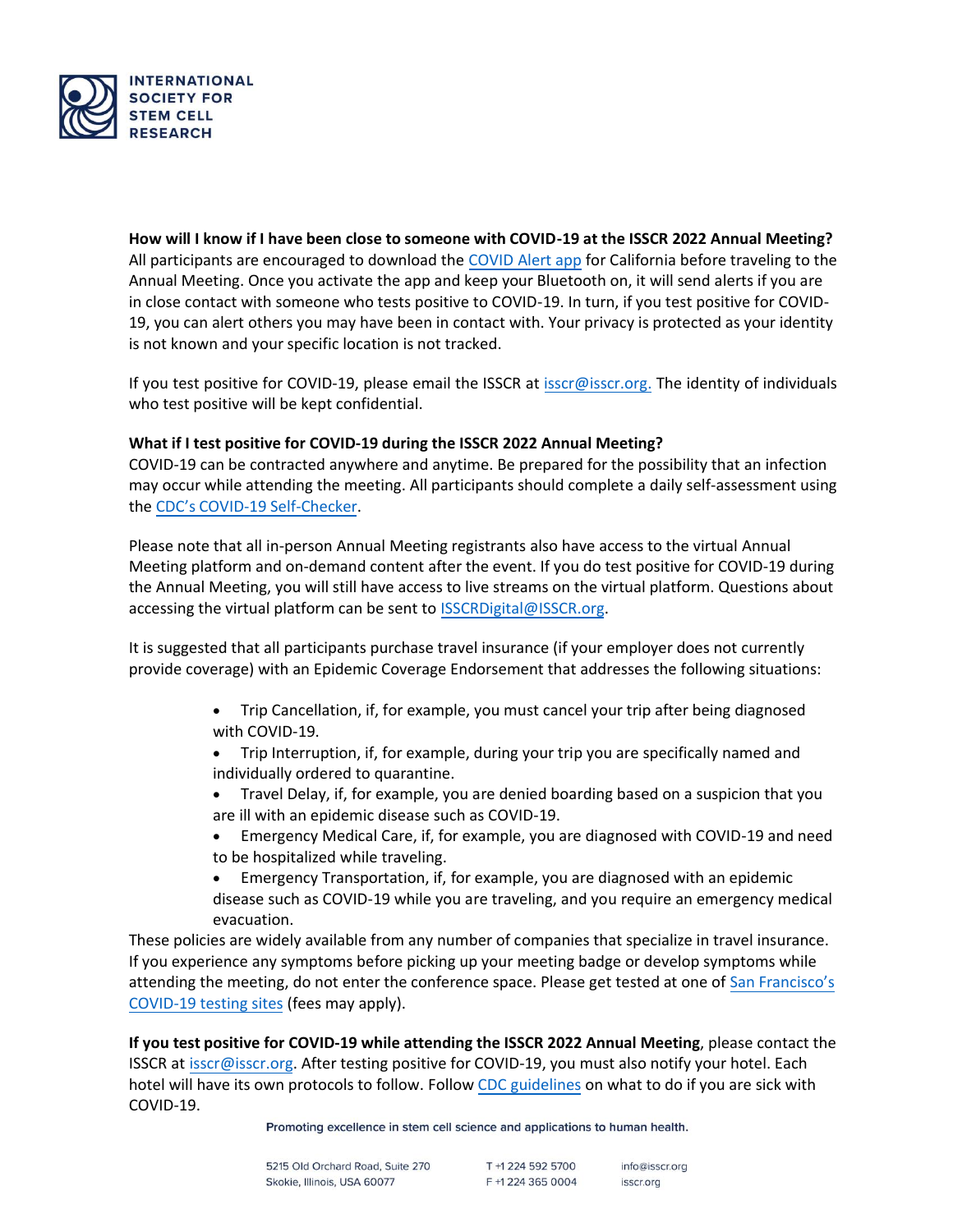**How will I know if I have been close to someone with COVID-19 at the ISSCR 2022 Annual Meeting?**
All participants are encouraged to download the COVID Alert app for California before traveling to the Annual Meeting. Once you activate the app and keep your Bluetooth on, it will send alerts if you are in close contact with someone who tests positive to COVID-19. In turn, if you test positive for COVID-19, you can alert others you may have been in contact with. Your privacy is protected as your identity is not known and your specific location is not tracked.

If you test positive for COVID-19, please email the ISSCR at isscr@isscr.org. The identity of individuals who test positive will be kept confidential.

**What if I test positive for COVID-19 during the ISSCR 2022 Annual Meeting?**
COVID-19 can be contracted anywhere and anytime. Be prepared for the possibility that an infection may occur while attending the meeting. All participants should complete a daily self-assessment using the CDC's COVID-19 Self-Checker.

Please note that all in-person Annual Meeting registrants also have access to the virtual Annual Meeting platform and on-demand content after the event. If you do test positive for COVID-19 during the Annual Meeting, you will still have access to live streams on the virtual platform. Questions about accessing the virtual platform can be sent to ISSCRDigital@ISSCR.org.

It is suggested that all participants purchase travel insurance (if your employer does not currently provide coverage) with an Epidemic Coverage Endorsement that addresses the following situations:

- Trip Cancellation, if, for example, you must cancel your trip after being diagnosed with COVID-19.
- Trip Interruption, if, for example, during your trip you are specifically named and individually ordered to quarantine.
- Travel Delay, if, for example, you are denied boarding based on a suspicion that you are ill with an epidemic disease such as COVID-19.
- Emergency Medical Care, if, for example, you are diagnosed with COVID-19 and need to be hospitalized while traveling.
- Emergency Transportation, if, for example, you are diagnosed with an epidemic disease such as COVID-19 while you are traveling, and you require an emergency medical evacuation.

These policies are widely available from any number of companies that specialize in travel insurance. If you experience any symptoms before picking up your meeting badge or develop symptoms while attending the meeting, do not enter the conference space. Please get tested at one of San Francisco's COVID-19 testing sites (fees may apply).

**If you test positive for COVID-19 while attending the ISSCR 2022 Annual Meeting**, please contact the ISSCR at isscr@isscr.org. After testing positive for COVID-19, you must also notify your hotel. Each hotel will have its own protocols to follow. Follow CDC guidelines on what to do if you are sick with COVID-19.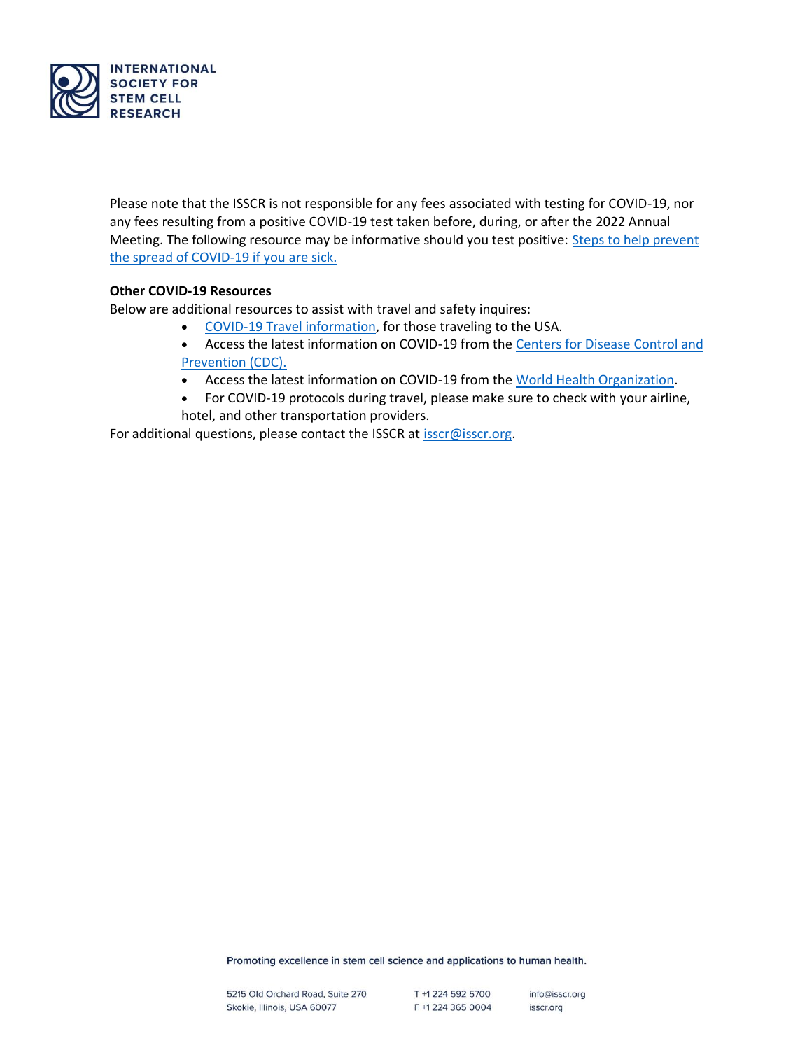Please note that the ISSCR is not responsible for any fees associated with testing for COVID-19, nor any fees resulting from a positive COVID-19 test taken before, during, or after the 2022 Annual Meeting. The following resource may be informative should you test positive: Steps to help prevent the spread of COVID-19 if you are sick.

**Other COVID-19 Resources**

Below are additional resources to assist with travel and safety inquires:

- COVID-19 Travel information, for those traveling to the USA.
- Access the latest information on COVID-19 from the Centers for Disease Control and Prevention (CDC).
- Access the latest information on COVID-19 from the World Health Organization.
- For COVID-19 protocols during travel, please make sure to check with your airline, hotel, and other transportation providers.

For additional questions, please contact the ISSCR at isscr@isscr.org.